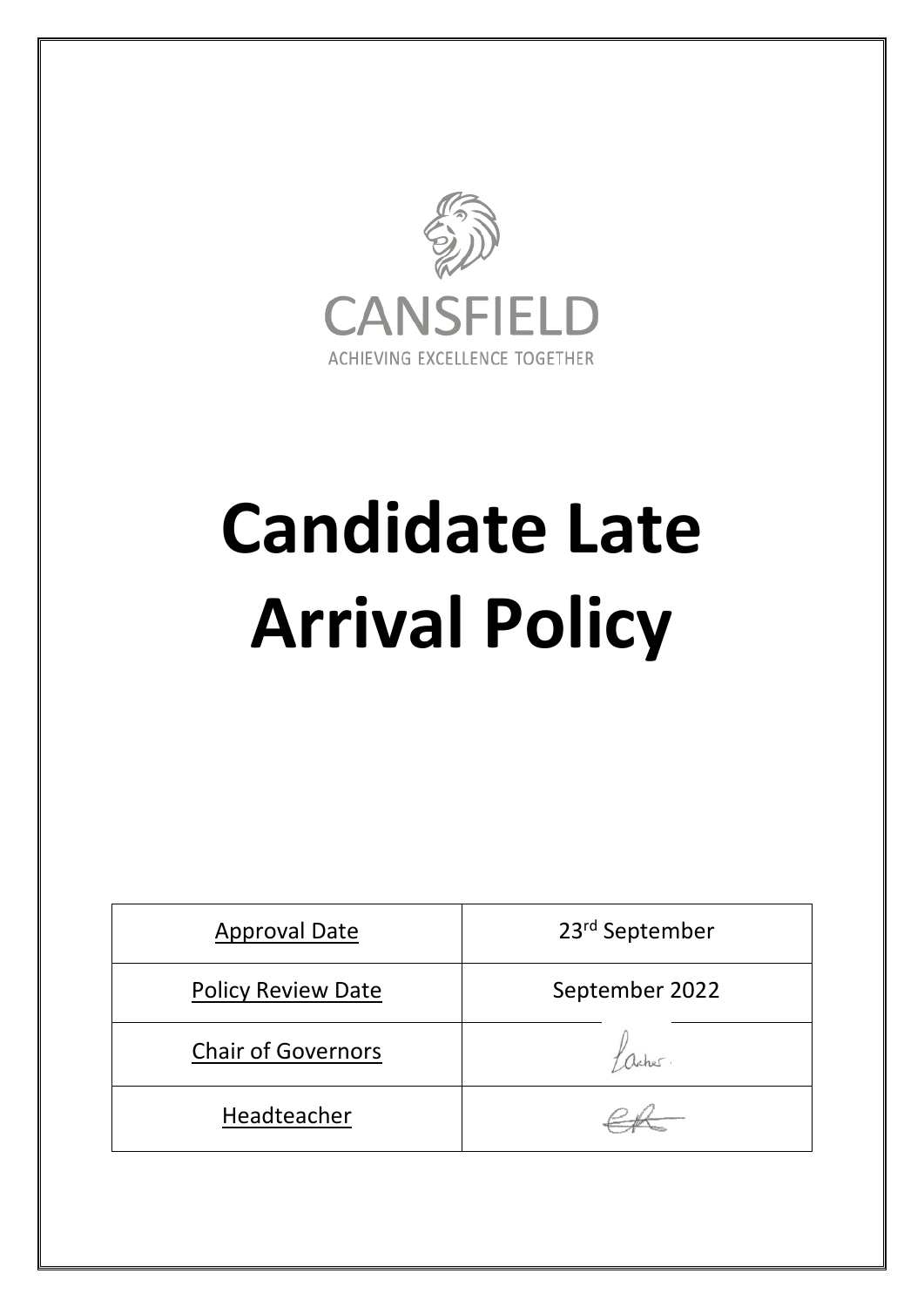CANSFIELD

ACHIEVING EXCELLENCE TOGETHER

# Candidate Late Arrival Policy

| | |
|---|---|
| Approval Date | 23rd September |
| Policy Review Date | September 2022 |
| Chair of Governors | |
| Headteacher | |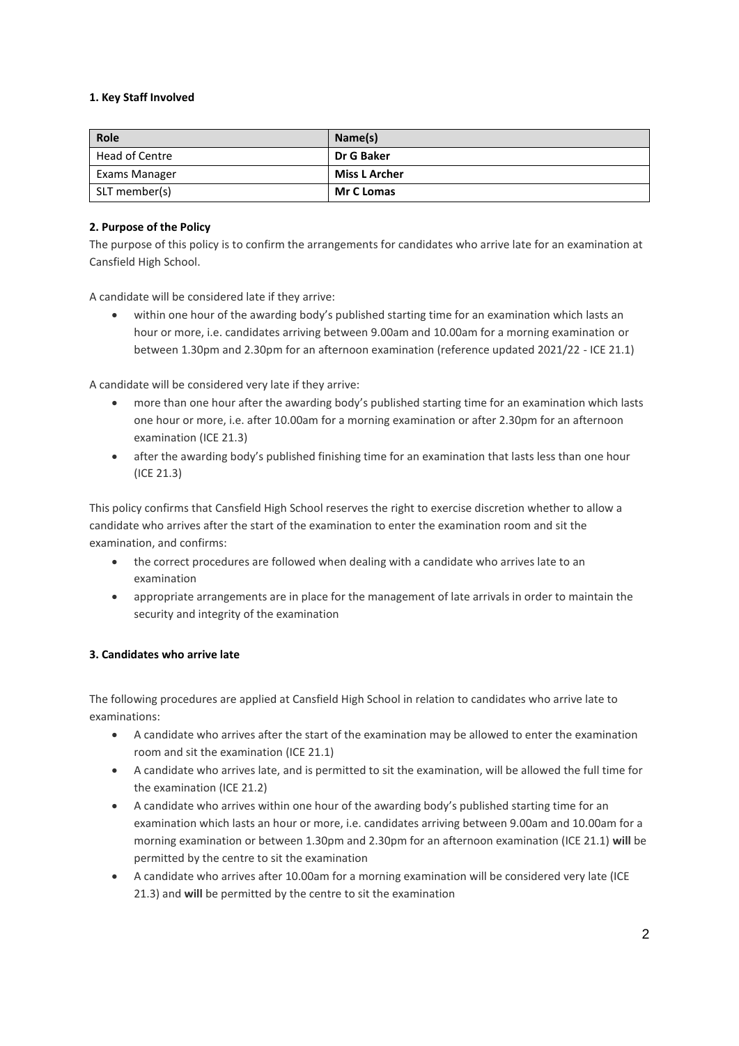### 1. Key Staff Involved

| Role | Name(s) |
|---|---|
| Head of Centre | **Dr G Baker** |
| Exams Manager | **Miss L Archer** |
| SLT member(s) | **Mr C Lomas** |

### 2. Purpose of the Policy

The purpose of this policy is to confirm the arrangements for candidates who arrive late for an examination at Cansfield High School.

A candidate will be considered late if they arrive:

- within one hour of the awarding body's published starting time for an examination which lasts an hour or more, i.e. candidates arriving between 9.00am and 10.00am for a morning examination or between 1.30pm and 2.30pm for an afternoon examination (reference updated 2021/22 - ICE 21.1)

A candidate will be considered very late if they arrive:

- more than one hour after the awarding body's published starting time for an examination which lasts one hour or more, i.e. after 10.00am for a morning examination or after 2.30pm for an afternoon examination (ICE 21.3)
- after the awarding body's published finishing time for an examination that lasts less than one hour (ICE 21.3)

This policy confirms that Cansfield High School reserves the right to exercise discretion whether to allow a candidate who arrives after the start of the examination to enter the examination room and sit the examination, and confirms:

- the correct procedures are followed when dealing with a candidate who arrives late to an examination
- appropriate arrangements are in place for the management of late arrivals in order to maintain the security and integrity of the examination

### 3. Candidates who arrive late

The following procedures are applied at Cansfield High School in relation to candidates who arrive late to examinations:

- A candidate who arrives after the start of the examination may be allowed to enter the examination room and sit the examination (ICE 21.1)
- A candidate who arrives late, and is permitted to sit the examination, will be allowed the full time for the examination (ICE 21.2)
- A candidate who arrives within one hour of the awarding body's published starting time for an examination which lasts an hour or more, i.e. candidates arriving between 9.00am and 10.00am for a morning examination or between 1.30pm and 2.30pm for an afternoon examination (ICE 21.1) **will** be permitted by the centre to sit the examination
- A candidate who arrives after 10.00am for a morning examination will be considered very late (ICE 21.3) and **will** be permitted by the centre to sit the examination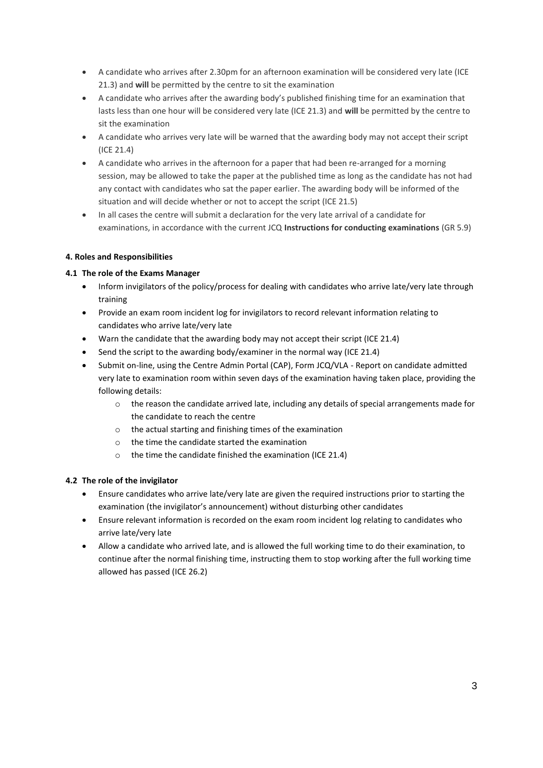- A candidate who arrives after 2.30pm for an afternoon examination will be considered very late (ICE 21.3) and **will** be permitted by the centre to sit the examination
- A candidate who arrives after the awarding body's published finishing time for an examination that lasts less than one hour will be considered very late (ICE 21.3) and **will** be permitted by the centre to sit the examination
- A candidate who arrives very late will be warned that the awarding body may not accept their script (ICE 21.4)
- A candidate who arrives in the afternoon for a paper that had been re-arranged for a morning session, may be allowed to take the paper at the published time as long as the candidate has not had any contact with candidates who sat the paper earlier. The awarding body will be informed of the situation and will decide whether or not to accept the script (ICE 21.5)
- In all cases the centre will submit a declaration for the very late arrival of a candidate for examinations, in accordance with the current JCQ **Instructions for conducting examinations** (GR 5.9)

#### 4. Roles and Responsibilities

#### 4.1 The role of the Exams Manager

- Inform invigilators of the policy/process for dealing with candidates who arrive late/very late through training
- Provide an exam room incident log for invigilators to record relevant information relating to candidates who arrive late/very late
- Warn the candidate that the awarding body may not accept their script (ICE 21.4)
- Send the script to the awarding body/examiner in the normal way (ICE 21.4)
- Submit on-line, using the Centre Admin Portal (CAP), Form JCQ/VLA - Report on candidate admitted very late to examination room within seven days of the examination having taken place, providing the following details:
  - the reason the candidate arrived late, including any details of special arrangements made for the candidate to reach the centre
  - the actual starting and finishing times of the examination
  - the time the candidate started the examination
  - the time the candidate finished the examination (ICE 21.4)

#### 4.2 The role of the invigilator

- Ensure candidates who arrive late/very late are given the required instructions prior to starting the examination (the invigilator's announcement) without disturbing other candidates
- Ensure relevant information is recorded on the exam room incident log relating to candidates who arrive late/very late
- Allow a candidate who arrived late, and is allowed the full working time to do their examination, to continue after the normal finishing time, instructing them to stop working after the full working time allowed has passed (ICE 26.2)